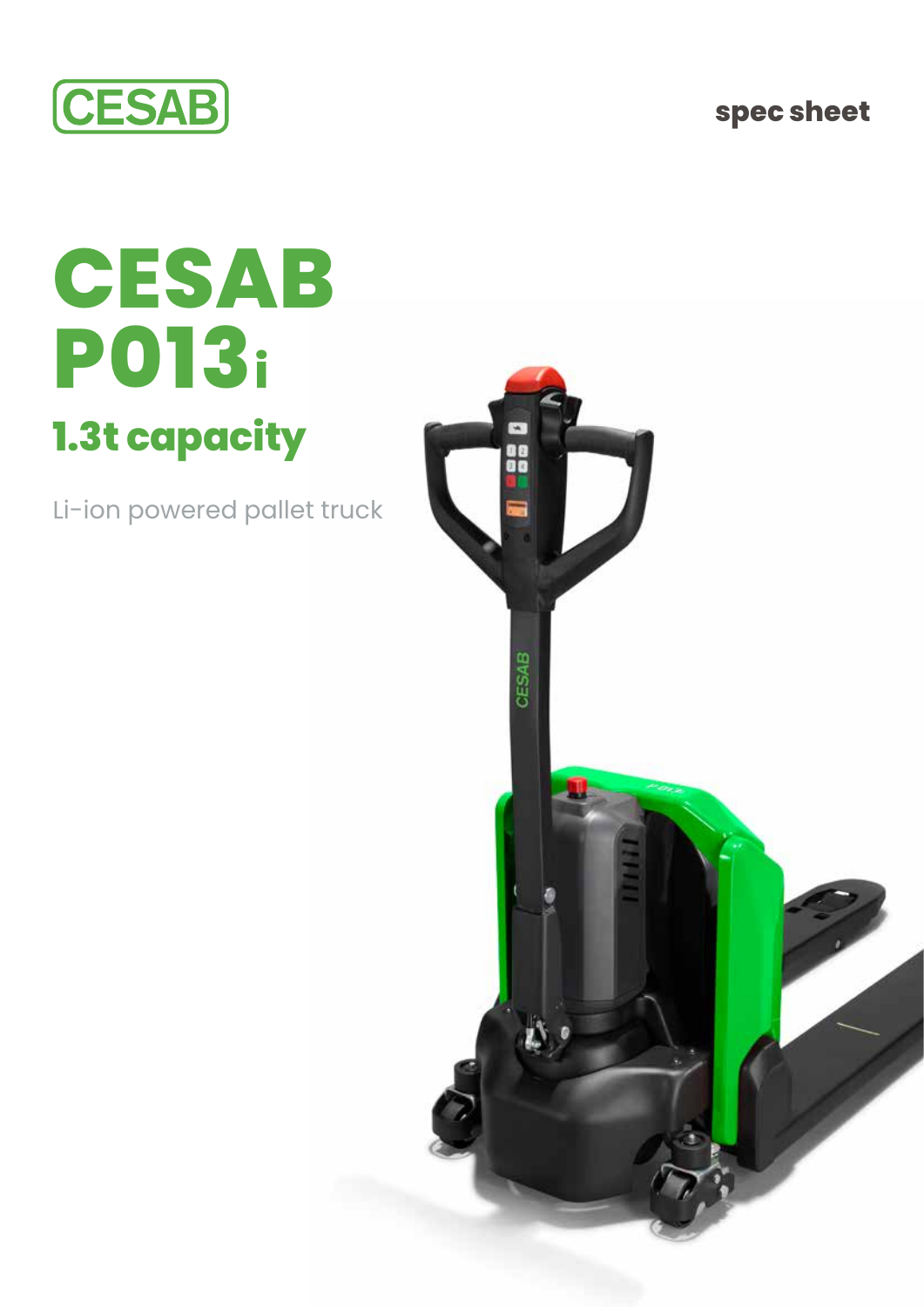CESAB

spec sheet

# CESAB P013i

## 1.3t capacity

Li-ion powered pallet truck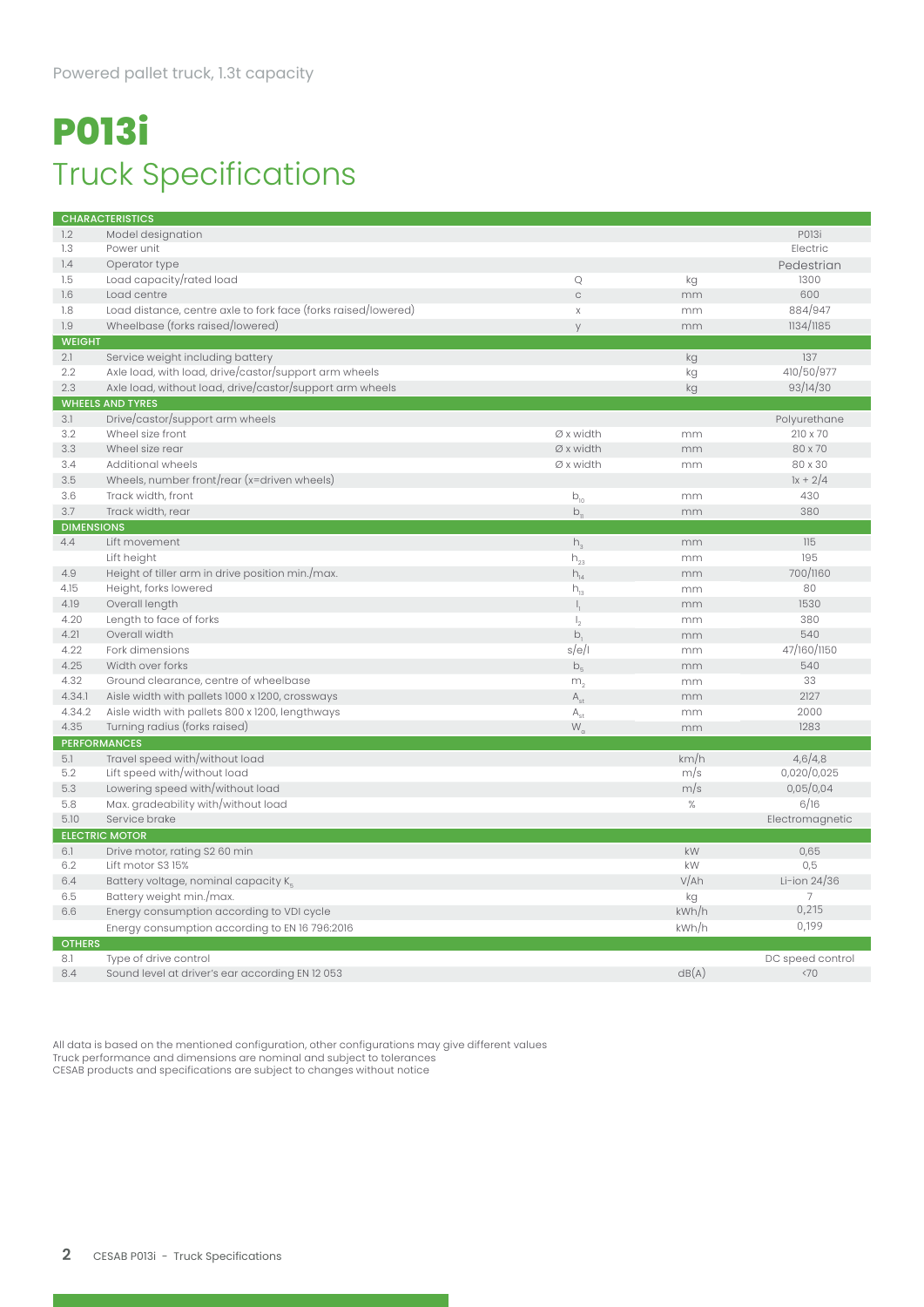Powered pallet truck, 1.3t capacity

# P013i

## Truck Specifications

| | CHARACTERISTICS | | | |
|---|---|---|---|---|
| 1.2 | Model designation | | | P013i |
| 1.3 | Power unit | | | Electric |
| 1.4 | Operator type | | | Pedestrian |
| 1.5 | Load capacity/rated load | Q | kg | 1300 |
| 1.6 | Load centre | c | mm | 600 |
| 1.8 | Load distance, centre axle to fork face (forks raised/lowered) | x | mm | 884/947 |
| 1.9 | Wheelbase (forks raised/lowered) | y | mm | 1134/1185 |
| | **WEIGHT** | | | |
| 2.1 | Service weight including battery | | kg | 137 |
| 2.2 | Axle load, with load, drive/castor/support arm wheels | | kg | 410/50/977 |
| 2.3 | Axle load, without load, drive/castor/support arm wheels | | kg | 93/14/30 |
| | **WHEELS AND TYRES** | | | |
| 3.1 | Drive/castor/support arm wheels | | | Polyurethane |
| 3.2 | Wheel size front | Ø x width | mm | 210 x 70 |
| 3.3 | Wheel size rear | Ø x width | mm | 80 x 70 |
| 3.4 | Additional wheels | Ø x width | mm | 80 x 30 |
| 3.5 | Wheels, number front/rear (x=driven wheels) | | | 1x + 2/4 |
| 3.6 | Track width, front | $b_{10}$ | mm | 430 |
| 3.7 | Track width, rear | $b_{11}$ | mm | 380 |
| | **DIMENSIONS** | | | |
| 4.4 | Lift movement | $h_3$ | mm | 115 |
| | Lift height | $h_{23}$ | mm | 195 |
| 4.9 | Height of tiller arm in drive position min./max. | $h_{14}$ | mm | 700/1160 |
| 4.15 | Height, forks lowered | $h_{13}$ | mm | 80 |
| 4.19 | Overall length | $l_1$ | mm | 1530 |
| 4.20 | Length to face of forks | $l_2$ | mm | 380 |
| 4.21 | Overall width | $b_1$ | mm | 540 |
| 4.22 | Fork dimensions | s/e/l | mm | 47/160/1150 |
| 4.25 | Width over forks | $b_5$ | mm | 540 |
| 4.32 | Ground clearance, centre of wheelbase | $m_2$ | mm | 33 |
| 4.34.1 | Aisle width with pallets 1000 x 1200, crossways | $A_{st}$ | mm | 2127 |
| 4.34.2 | Aisle width with pallets 800 x 1200, lengthways | $A_{st}$ | mm | 2000 |
| 4.35 | Turning radius (forks raised) | $W_a$ | mm | 1283 |
| | **PERFORMANCES** | | | |
| 5.1 | Travel speed with/without load | | km/h | 4,6/4,8 |
| 5.2 | Lift speed with/without load | | m/s | 0,020/0,025 |
| 5.3 | Lowering speed with/without load | | m/s | 0,05/0,04 |
| 5.8 | Max. gradeability with/without load | | % | 6/16 |
| 5.10 | Service brake | | | Electromagnetic |
| | **ELECTRIC MOTOR** | | | |
| 6.1 | Drive motor, rating S2 60 min | | kW | 0,65 |
| 6.2 | Lift motor S3 15% | | kW | 0,5 |
| 6.4 | Battery voltage, nominal capacity $K_5$ | | V/Ah | Li-ion 24/36 |
| 6.5 | Battery weight min./max. | | kg | 7 |
| 6.6 | Energy consumption according to VDI cycle | | kWh/h | 0,215 |
| | Energy consumption according to EN 16 796:2016 | | kWh/h | 0,199 |
| | **OTHERS** | | | |
| 8.1 | Type of drive control | | | DC speed control |
| 8.4 | Sound level at driver's ear according EN 12 053 | | dB(A) | <70 |

All data is based on the mentioned configuration, other configurations may give different values
Truck performance and dimensions are nominal and subject to tolerances
CESAB products and specifications are subject to changes without notice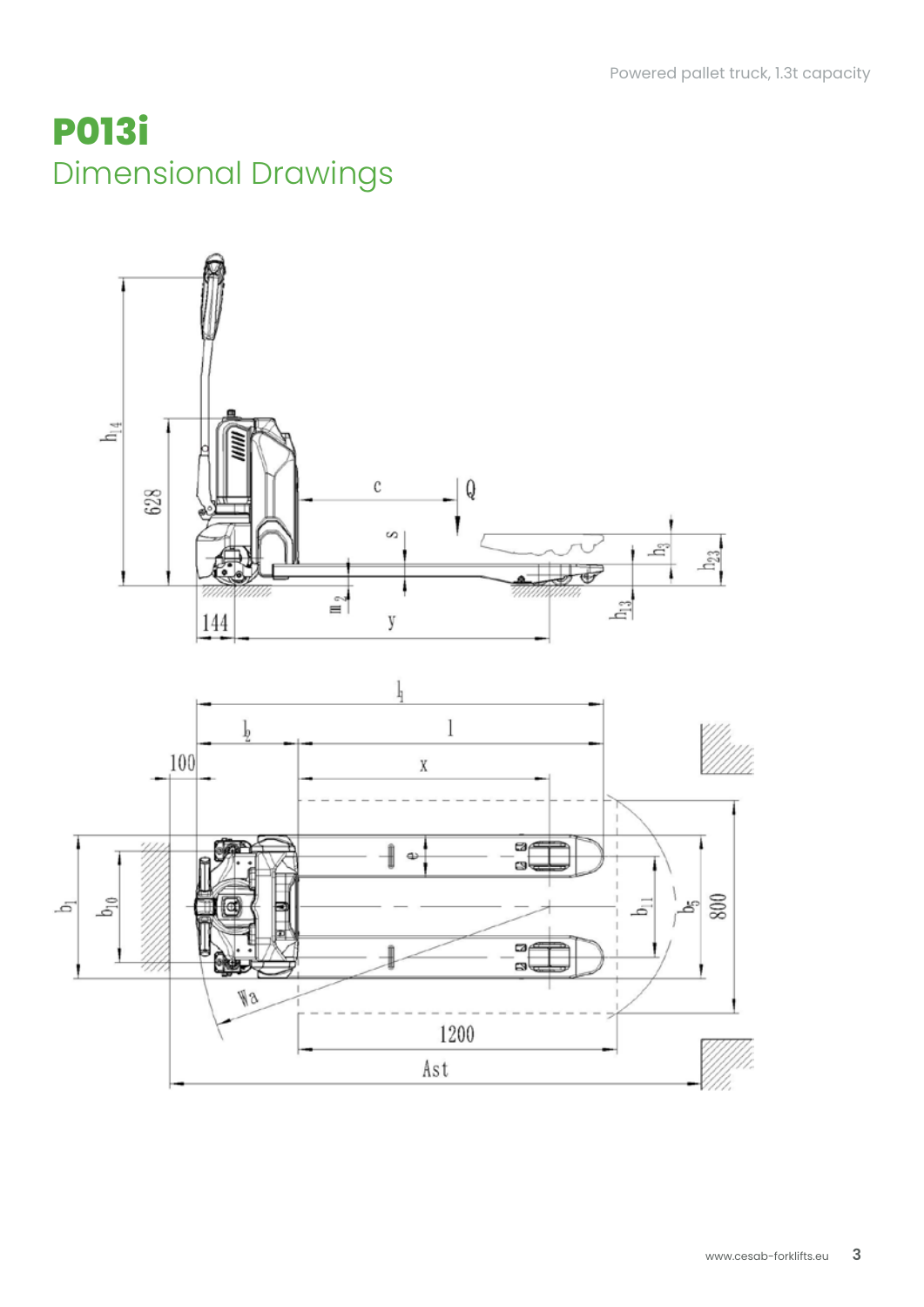# P013i

## Dimensional Drawings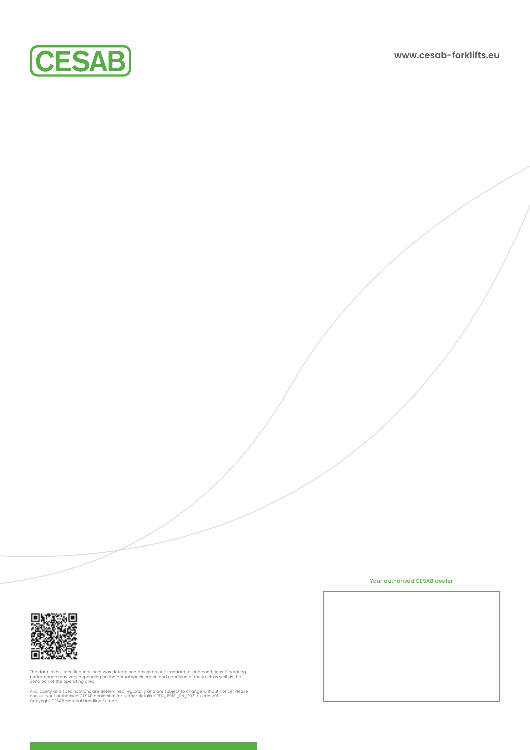CESAB

www.cesab-forklifts.eu

Your authorised CESAB dealer

The data in this specification sheet was determined based on our standard testing conditions. Operating performance may vary depending on the actual specification and condition of the truck as well as the condition of the operating area.

Availability and specifications are determined regionally and are subject to change without notice. Please consult your authorised CESAB dealership for further details. SPEC_P013i_EN_2021 / Ucan V01 – Copyright CESAB Material Handling Europe.